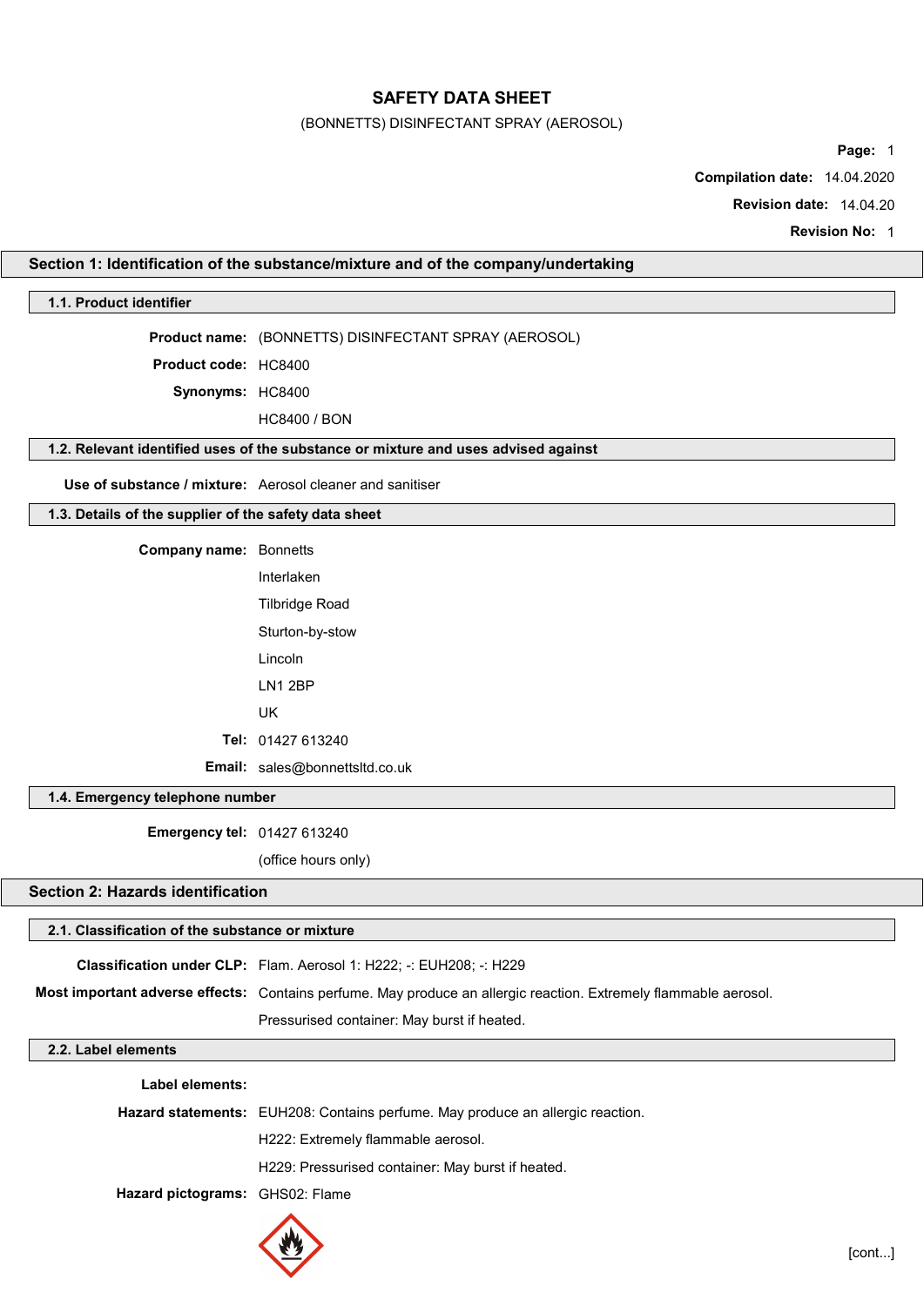# SAFETY DATA SHEET

(BONNETTS) DISINFECTANT SPRAY (AEROSOL)

**Compilation date:** 14.04.2020

**Revision date:** 14.04.20

**Revision No:** 1

## Section 1: Identification of the substance/mixture and of the company/undertaking

### 1.1. Product identifier

**Product name:** (BONNETTS) DISINFECTANT SPRAY (AEROSOL)

**Product code:** HC8400

**Synonyms:** HC8400

HC8400 / BON

### 1.2. Relevant identified uses of the substance or mixture and uses advised against

**Use of substance / mixture:** Aerosol cleaner and sanitiser

### 1.3. Details of the supplier of the safety data sheet

**Company name:** Bonnetts

Interlaken

Tilbridge Road

Sturton-by-stow

Lincoln

LN1 2BP

UK

**Tel:** 01427 613240

**Email:** sales@bonnettsltd.co.uk

### 1.4. Emergency telephone number

**Emergency tel:** 01427 613240

(office hours only)

## Section 2: Hazards identification

### 2.1. Classification of the substance or mixture

**Classification under CLP:** Flam. Aerosol 1: H222; -: EUH208; -: H229

**Most important adverse effects:** Contains perfume. May produce an allergic reaction. Extremely flammable aerosol. Pressurised container: May burst if heated.

### 2.2. Label elements

**Label elements:**

**Hazard statements:** EUH208: Contains perfume. May produce an allergic reaction.

H222: Extremely flammable aerosol.

H229: Pressurised container: May burst if heated.

**Hazard pictograms:** GHS02: Flame

[cont...]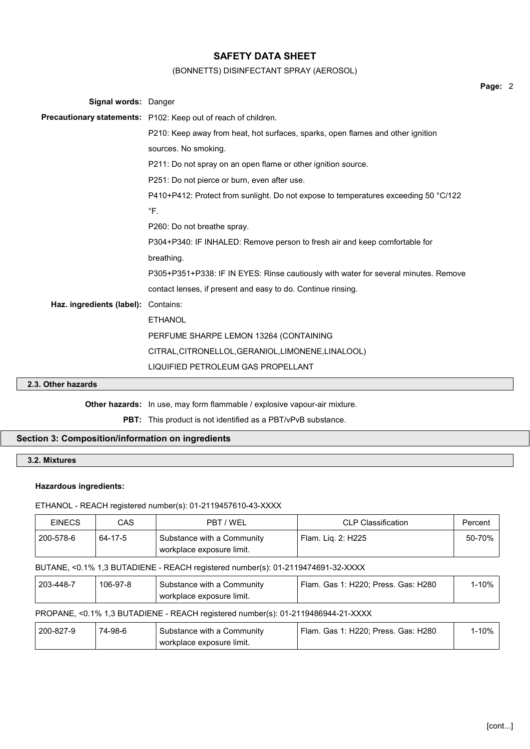**Signal words:** Danger

**Precautionary statements:** P102: Keep out of reach of children.

P210: Keep away from heat, hot surfaces, sparks, open flames and other ignition sources. No smoking.

P211: Do not spray on an open flame or other ignition source.

P251: Do not pierce or burn, even after use.

P410+P412: Protect from sunlight. Do not expose to temperatures exceeding 50 °C/122 °F.

P260: Do not breathe spray.

P304+P340: IF INHALED: Remove person to fresh air and keep comfortable for breathing.

P305+P351+P338: IF IN EYES: Rinse cautiously with water for several minutes. Remove contact lenses, if present and easy to do. Continue rinsing.

**Haz. ingredients (label):** Contains:

ETHANOL

PERFUME SHARPE LEMON 13264 (CONTAINING CITRAL,CITRONELLOL,GERANIOL,LIMONENE,LINALOOL)

LIQUIFIED PETROLEUM GAS PROPELLANT

### 2.3. Other hazards

**Other hazards:** In use, may form flammable / explosive vapour-air mixture.

**PBT:** This product is not identified as a PBT/vPvB substance.

## Section 3: Composition/information on ingredients

### 3.2. Mixtures

**Hazardous ingredients:**

ETHANOL - REACH registered number(s): 01-2119457610-43-XXXX

| EINECS | CAS | PBT / WEL | CLP Classification | Percent |
|---|---|---|---|---|
| 200-578-6 | 64-17-5 | Substance with a Community workplace exposure limit. | Flam. Liq. 2: H225 | 50-70% |

BUTANE, <0.1% 1,3 BUTADIENE - REACH registered number(s): 01-2119474691-32-XXXX

| EINECS | CAS | PBT / WEL | CLP Classification | Percent |
|---|---|---|---|---|
| 203-448-7 | 106-97-8 | Substance with a Community workplace exposure limit. | Flam. Gas 1: H220; Press. Gas: H280 | 1-10% |

PROPANE, <0.1% 1,3 BUTADIENE - REACH registered number(s): 01-2119486944-21-XXXX

| EINECS | CAS | PBT / WEL | CLP Classification | Percent |
|---|---|---|---|---|
| 200-827-9 | 74-98-6 | Substance with a Community workplace exposure limit. | Flam. Gas 1: H220; Press. Gas: H280 | 1-10% |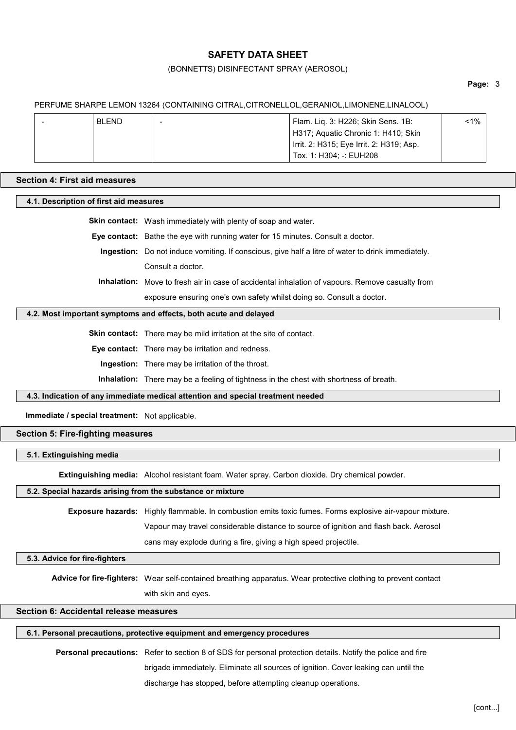PERFUME SHARPE LEMON 13264 (CONTAINING CITRAL,CITRONELLOL,GERANIOL,LIMONENE,LINALOOL)

| | | | | |
|---|---|---|---|---|
| - | BLEND | - | Flam. Liq. 3: H226; Skin Sens. 1B: H317; Aquatic Chronic 1: H410; Skin Irrit. 2: H315; Eye Irrit. 2: H319; Asp. Tox. 1: H304; -: EUH208 | <1% |

## Section 4: First aid measures

### 4.1. Description of first aid measures

**Skin contact:** Wash immediately with plenty of soap and water.

**Eye contact:** Bathe the eye with running water for 15 minutes. Consult a doctor.

**Ingestion:** Do not induce vomiting. If conscious, give half a litre of water to drink immediately. Consult a doctor.

**Inhalation:** Move to fresh air in case of accidental inhalation of vapours. Remove casualty from exposure ensuring one's own safety whilst doing so. Consult a doctor.

### 4.2. Most important symptoms and effects, both acute and delayed

**Skin contact:** There may be mild irritation at the site of contact.

**Eye contact:** There may be irritation and redness.

**Ingestion:** There may be irritation of the throat.

**Inhalation:** There may be a feeling of tightness in the chest with shortness of breath.

### 4.3. Indication of any immediate medical attention and special treatment needed

**Immediate / special treatment:** Not applicable.

## Section 5: Fire-fighting measures

### 5.1. Extinguishing media

**Extinguishing media:** Alcohol resistant foam. Water spray. Carbon dioxide. Dry chemical powder.

### 5.2. Special hazards arising from the substance or mixture

**Exposure hazards:** Highly flammable. In combustion emits toxic fumes. Forms explosive air-vapour mixture. Vapour may travel considerable distance to source of ignition and flash back. Aerosol cans may explode during a fire, giving a high speed projectile.

### 5.3. Advice for fire-fighters

**Advice for fire-fighters:** Wear self-contained breathing apparatus. Wear protective clothing to prevent contact with skin and eyes.

## Section 6: Accidental release measures

### 6.1. Personal precautions, protective equipment and emergency procedures

**Personal precautions:** Refer to section 8 of SDS for personal protection details. Notify the police and fire brigade immediately. Eliminate all sources of ignition. Cover leaking can until the discharge has stopped, before attempting cleanup operations.

[cont...]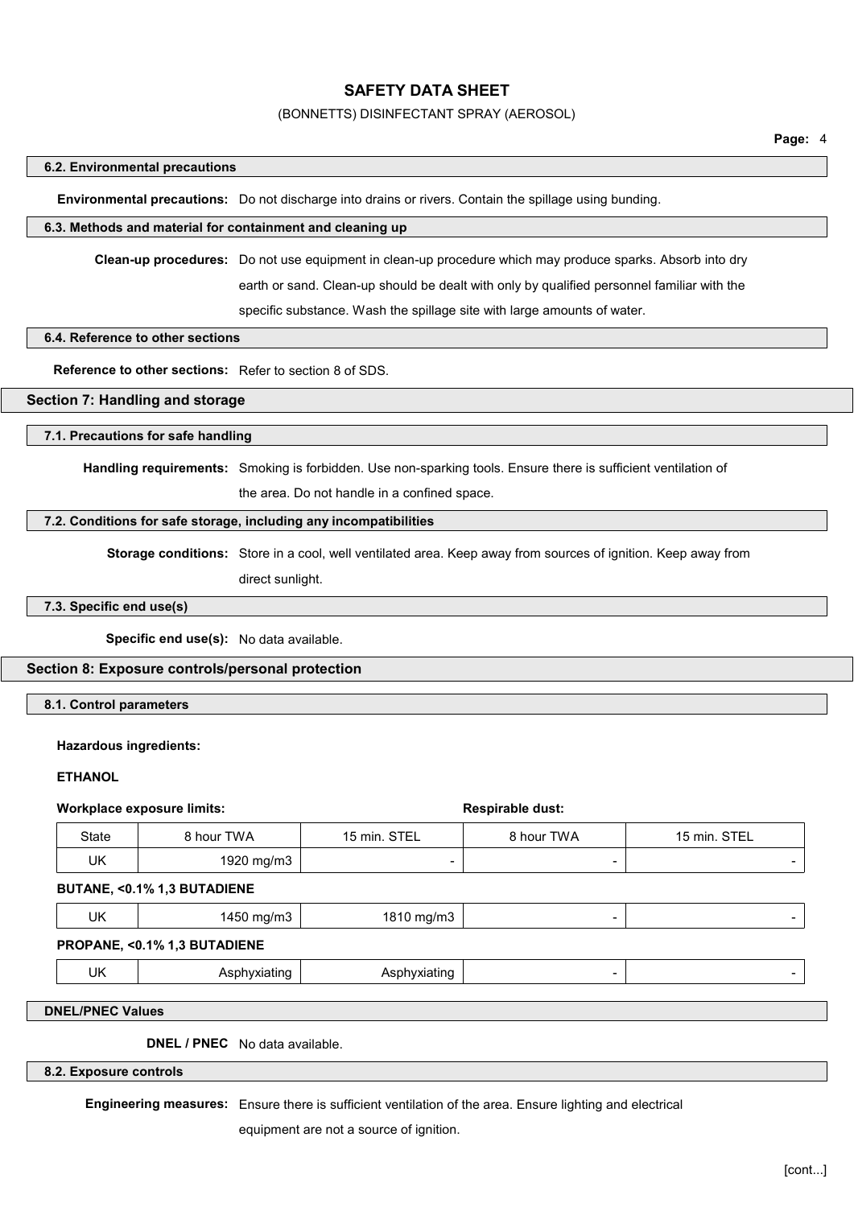### 6.2. Environmental precautions

**Environmental precautions:** Do not discharge into drains or rivers. Contain the spillage using bunding.

### 6.3. Methods and material for containment and cleaning up

**Clean-up procedures:** Do not use equipment in clean-up procedure which may produce sparks. Absorb into dry earth or sand. Clean-up should be dealt with only by qualified personnel familiar with the specific substance. Wash the spillage site with large amounts of water.

### 6.4. Reference to other sections

**Reference to other sections:** Refer to section 8 of SDS.

## Section 7: Handling and storage

### 7.1. Precautions for safe handling

**Handling requirements:** Smoking is forbidden. Use non-sparking tools. Ensure there is sufficient ventilation of the area. Do not handle in a confined space.

### 7.2. Conditions for safe storage, including any incompatibilities

**Storage conditions:** Store in a cool, well ventilated area. Keep away from sources of ignition. Keep away from direct sunlight.

### 7.3. Specific end use(s)

**Specific end use(s):** No data available.

## Section 8: Exposure controls/personal protection

### 8.1. Control parameters

**Hazardous ingredients:**

**ETHANOL**

| **Workplace exposure limits:** | | | **Respirable dust:** | |
|---|---|---|---|---|
| State | 8 hour TWA | 15 min. STEL | 8 hour TWA | 15 min. STEL |
| UK | 1920 mg/m3 | - | - | - |

**BUTANE, <0.1% 1,3 BUTADIENE**

| | | | | |
|---|---|---|---|---|
| UK | 1450 mg/m3 | 1810 mg/m3 | - | - |

**PROPANE, <0.1% 1,3 BUTADIENE**

| | | | | |
|---|---|---|---|---|
| UK | Asphyxiating | Asphyxiating | - | - |

### DNEL/PNEC Values

**DNEL / PNEC** No data available.

### 8.2. Exposure controls

**Engineering measures:** Ensure there is sufficient ventilation of the area. Ensure lighting and electrical equipment are not a source of ignition.

[cont...]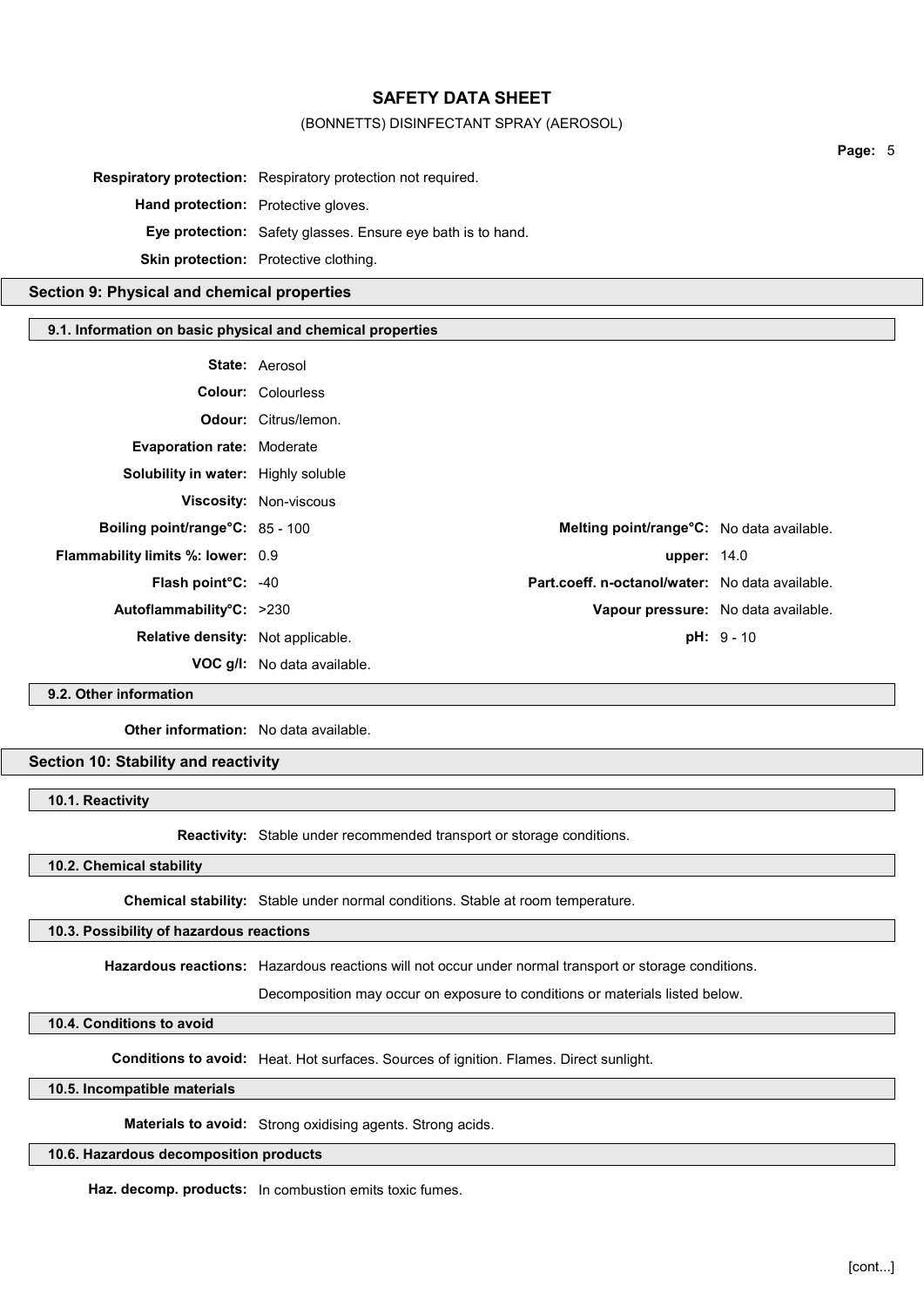**Respiratory protection:** Respiratory protection not required.

**Hand protection:** Protective gloves.

**Eye protection:** Safety glasses. Ensure eye bath is to hand.

**Skin protection:** Protective clothing.

## Section 9: Physical and chemical properties

### 9.1. Information on basic physical and chemical properties

**State:** Aerosol

**Colour:** Colourless

**Odour:** Citrus/lemon.

**Evaporation rate:** Moderate

**Solubility in water:** Highly soluble

**Viscosity:** Non-viscous

| | | | |
|---|---|---|---|
| **Boiling point/range°C:** | 85 - 100 | **Melting point/range°C:** | No data available. |
| **Flammability limits %: lower:** | 0.9 | **upper:** | 14.0 |
| **Flash point°C:** | -40 | **Part.coeff. n-octanol/water:** | No data available. |
| **Autoflammability°C:** | >230 | **Vapour pressure:** | No data available. |
| **Relative density:** | Not applicable. | **pH:** | 9 - 10 |

**VOC g/l:** No data available.

### 9.2. Other information

**Other information:** No data available.

## Section 10: Stability and reactivity

### 10.1. Reactivity

**Reactivity:** Stable under recommended transport or storage conditions.

### 10.2. Chemical stability

**Chemical stability:** Stable under normal conditions. Stable at room temperature.

### 10.3. Possibility of hazardous reactions

**Hazardous reactions:** Hazardous reactions will not occur under normal transport or storage conditions.

Decomposition may occur on exposure to conditions or materials listed below.

### 10.4. Conditions to avoid

**Conditions to avoid:** Heat. Hot surfaces. Sources of ignition. Flames. Direct sunlight.

### 10.5. Incompatible materials

**Materials to avoid:** Strong oxidising agents. Strong acids.

### 10.6. Hazardous decomposition products

**Haz. decomp. products:** In combustion emits toxic fumes.

[cont...]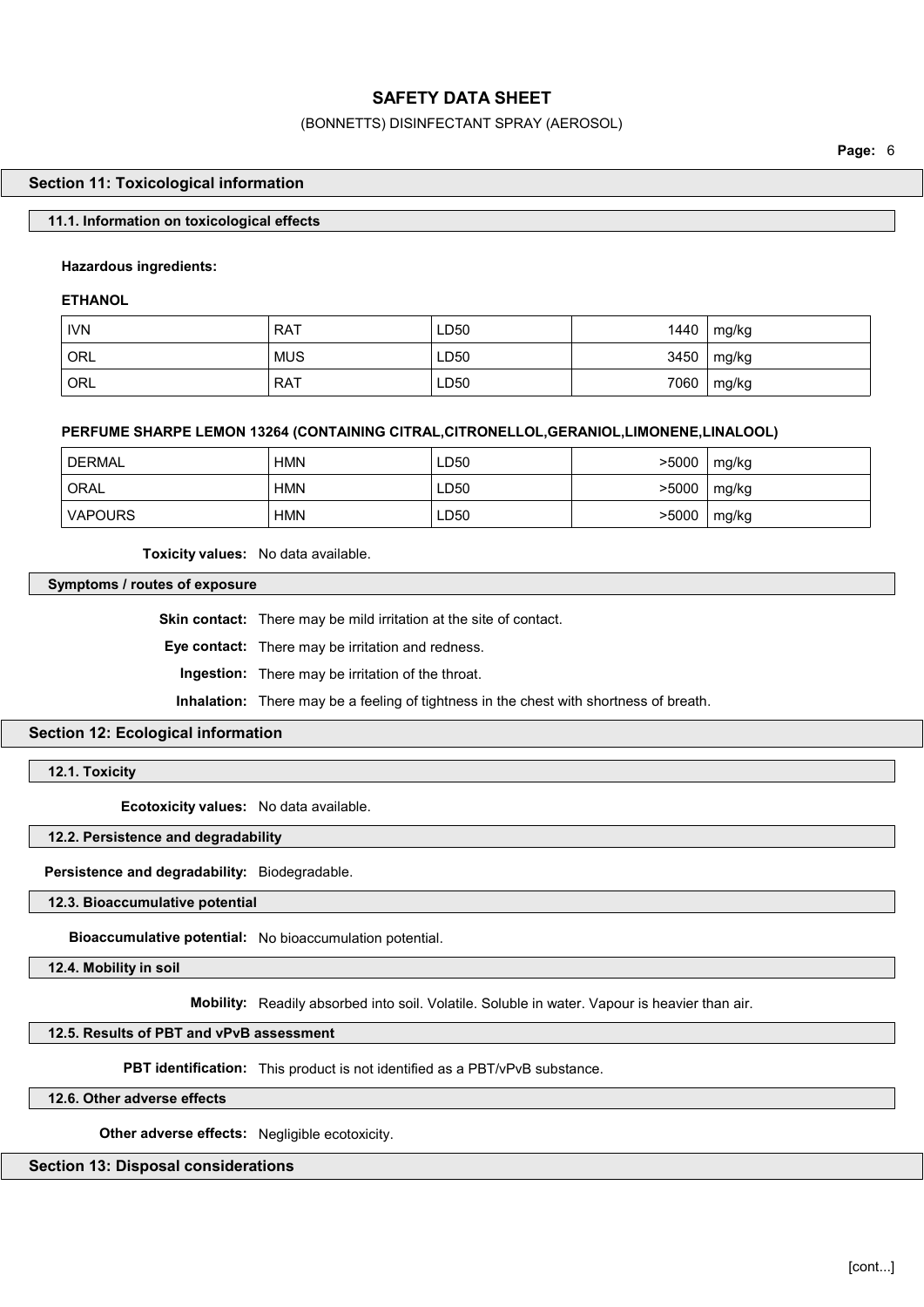## Section 11: Toxicological information

### 11.1. Information on toxicological effects

**Hazardous ingredients:**

**ETHANOL**

| | | | | |
|---|---|---|---|---|
| IVN | RAT | LD50 | 1440 | mg/kg |
| ORL | MUS | LD50 | 3450 | mg/kg |
| ORL | RAT | LD50 | 7060 | mg/kg |

**PERFUME SHARPE LEMON 13264 (CONTAINING CITRAL,CITRONELLOL,GERANIOL,LIMONENE,LINALOOL)**

| | | | | |
|---|---|---|---|---|
| DERMAL | HMN | LD50 | >5000 | mg/kg |
| ORAL | HMN | LD50 | >5000 | mg/kg |
| VAPOURS | HMN | LD50 | >5000 | mg/kg |

**Toxicity values:** No data available.

### Symptoms / routes of exposure

**Skin contact:** There may be mild irritation at the site of contact.

**Eye contact:** There may be irritation and redness.

**Ingestion:** There may be irritation of the throat.

**Inhalation:** There may be a feeling of tightness in the chest with shortness of breath.

## Section 12: Ecological information

### 12.1. Toxicity

**Ecotoxicity values:** No data available.

### 12.2. Persistence and degradability

**Persistence and degradability:** Biodegradable.

### 12.3. Bioaccumulative potential

**Bioaccumulative potential:** No bioaccumulation potential.

### 12.4. Mobility in soil

**Mobility:** Readily absorbed into soil. Volatile. Soluble in water. Vapour is heavier than air.

### 12.5. Results of PBT and vPvB assessment

**PBT identification:** This product is not identified as a PBT/vPvB substance.

### 12.6. Other adverse effects

**Other adverse effects:** Negligible ecotoxicity.

## Section 13: Disposal considerations

[cont...]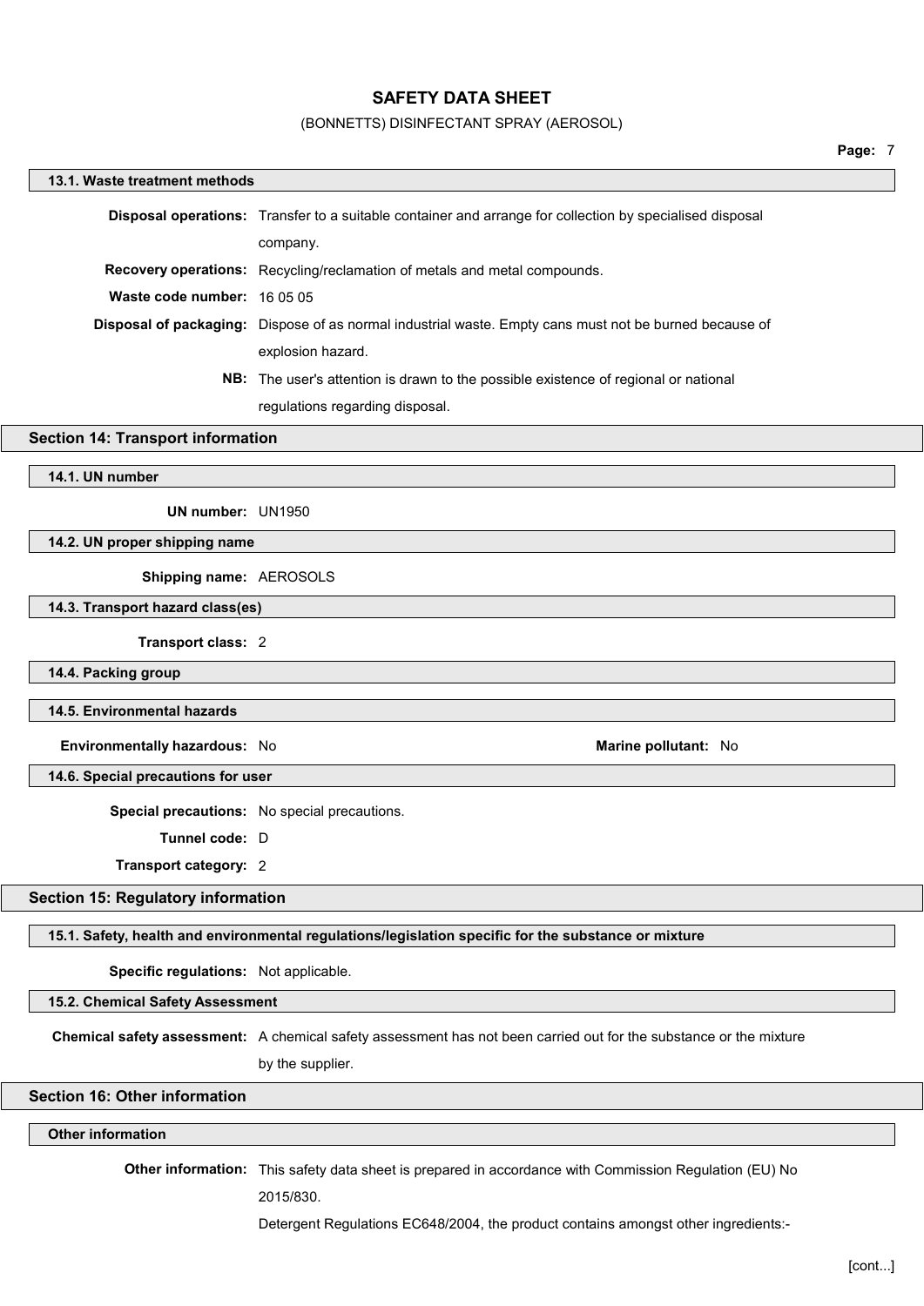### 13.1. Waste treatment methods

**Disposal operations:** Transfer to a suitable container and arrange for collection by specialised disposal company.

**Recovery operations:** Recycling/reclamation of metals and metal compounds.

**Waste code number:** 16 05 05

**Disposal of packaging:** Dispose of as normal industrial waste. Empty cans must not be burned because of explosion hazard.

**NB:** The user's attention is drawn to the possible existence of regional or national regulations regarding disposal.

## Section 14: Transport information

### 14.1. UN number

**UN number:** UN1950

### 14.2. UN proper shipping name

**Shipping name:** AEROSOLS

### 14.3. Transport hazard class(es)

**Transport class:** 2

### 14.4. Packing group

### 14.5. Environmental hazards

**Environmentally hazardous:** No

**Marine pollutant:** No

### 14.6. Special precautions for user

**Special precautions:** No special precautions.

**Tunnel code:** D

**Transport category:** 2

## Section 15: Regulatory information

### 15.1. Safety, health and environmental regulations/legislation specific for the substance or mixture

**Specific regulations:** Not applicable.

### 15.2. Chemical Safety Assessment

**Chemical safety assessment:** A chemical safety assessment has not been carried out for the substance or the mixture by the supplier.

## Section 16: Other information

### Other information

**Other information:** This safety data sheet is prepared in accordance with Commission Regulation (EU) No 2015/830.

Detergent Regulations EC648/2004, the product contains amongst other ingredients:-

[cont...]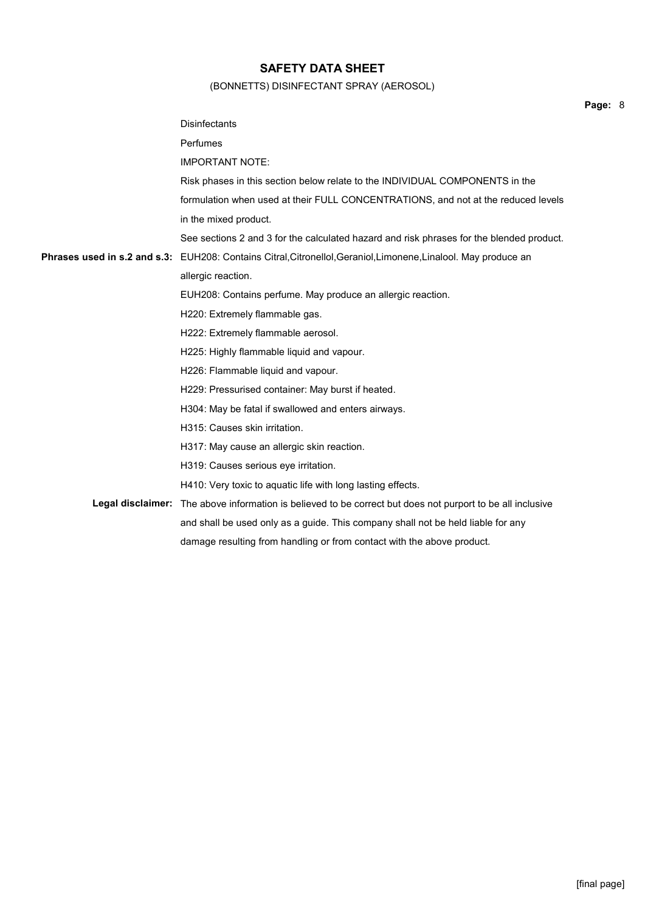Disinfectants

Perfumes

IMPORTANT NOTE:

Risk phases in this section below relate to the INDIVIDUAL COMPONENTS in the formulation when used at their FULL CONCENTRATIONS, and not at the reduced levels in the mixed product.

See sections 2 and 3 for the calculated hazard and risk phrases for the blended product.

**Phrases used in s.2 and s.3:** EUH208: Contains Citral,Citronellol,Geraniol,Limonene,Linalool. May produce an allergic reaction.

EUH208: Contains perfume. May produce an allergic reaction.

H220: Extremely flammable gas.

H222: Extremely flammable aerosol.

H225: Highly flammable liquid and vapour.

H226: Flammable liquid and vapour.

H229: Pressurised container: May burst if heated.

H304: May be fatal if swallowed and enters airways.

H315: Causes skin irritation.

H317: May cause an allergic skin reaction.

H319: Causes serious eye irritation.

H410: Very toxic to aquatic life with long lasting effects.

**Legal disclaimer:** The above information is believed to be correct but does not purport to be all inclusive and shall be used only as a guide. This company shall not be held liable for any damage resulting from handling or from contact with the above product.